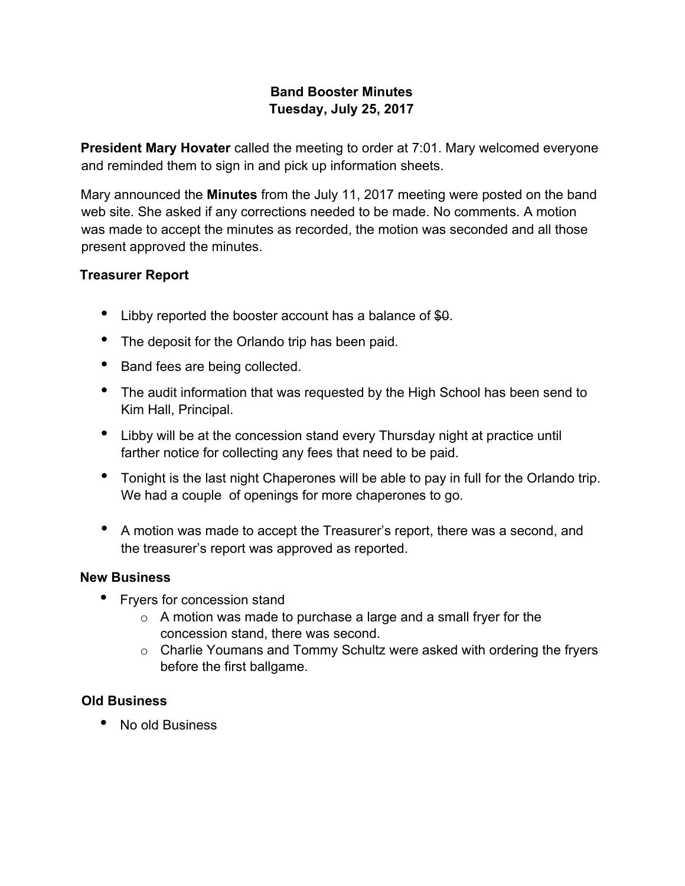# Band Booster Minutes
## Tuesday, July 25, 2017

**President Mary Hovater** called the meeting to order at 7:01. Mary welcomed everyone and reminded them to sign in and pick up information sheets.

Mary announced the **Minutes** from the July 11, 2017 meeting were posted on the band web site. She asked if any corrections needed to be made. No comments. A motion was made to accept the minutes as recorded, the motion was seconded and all those present approved the minutes.

### Treasurer Report

- Libby reported the booster account has a balance of ~~$0~~.
- The deposit for the Orlando trip has been paid.
- Band fees are being collected.
- The audit information that was requested by the High School has been send to Kim Hall, Principal.
- Libby will be at the concession stand every Thursday night at practice until farther notice for collecting any fees that need to be paid.
- Tonight is the last night Chaperones will be able to pay in full for the Orlando trip. We had a couple of openings for more chaperones to go.
- A motion was made to accept the Treasurer's report, there was a second, and the treasurer's report was approved as reported.

### New Business

- Fryers for concession stand
  - A motion was made to purchase a large and a small fryer for the concession stand, there was second.
  - Charlie Youmans and Tommy Schultz were asked with ordering the fryers before the first ballgame.

### Old Business

- No old Business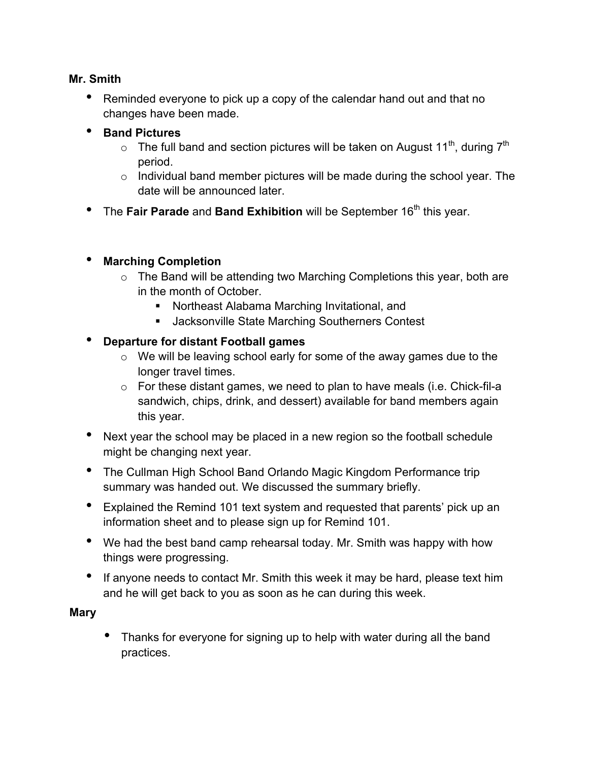**Mr. Smith**

- Reminded everyone to pick up a copy of the calendar hand out and that no changes have been made.
- **Band Pictures**
  - The full band and section pictures will be taken on August 11th, during 7th period.
  - Individual band member pictures will be made during the school year. The date will be announced later.
- The **Fair Parade** and **Band Exhibition** will be September 16th this year.

- **Marching Completion**
  - The Band will be attending two Marching Completions this year, both are in the month of October.
    - Northeast Alabama Marching Invitational, and
    - Jacksonville State Marching Southerners Contest
- **Departure for distant Football games**
  - We will be leaving school early for some of the away games due to the longer travel times.
  - For these distant games, we need to plan to have meals (i.e. Chick-fil-a sandwich, chips, drink, and dessert) available for band members again this year.
- Next year the school may be placed in a new region so the football schedule might be changing next year.
- The Cullman High School Band Orlando Magic Kingdom Performance trip summary was handed out. We discussed the summary briefly.
- Explained the Remind 101 text system and requested that parents' pick up an information sheet and to please sign up for Remind 101.
- We had the best band camp rehearsal today. Mr. Smith was happy with how things were progressing.
- If anyone needs to contact Mr. Smith this week it may be hard, please text him and he will get back to you as soon as he can during this week.

**Mary**

- Thanks for everyone for signing up to help with water during all the band practices.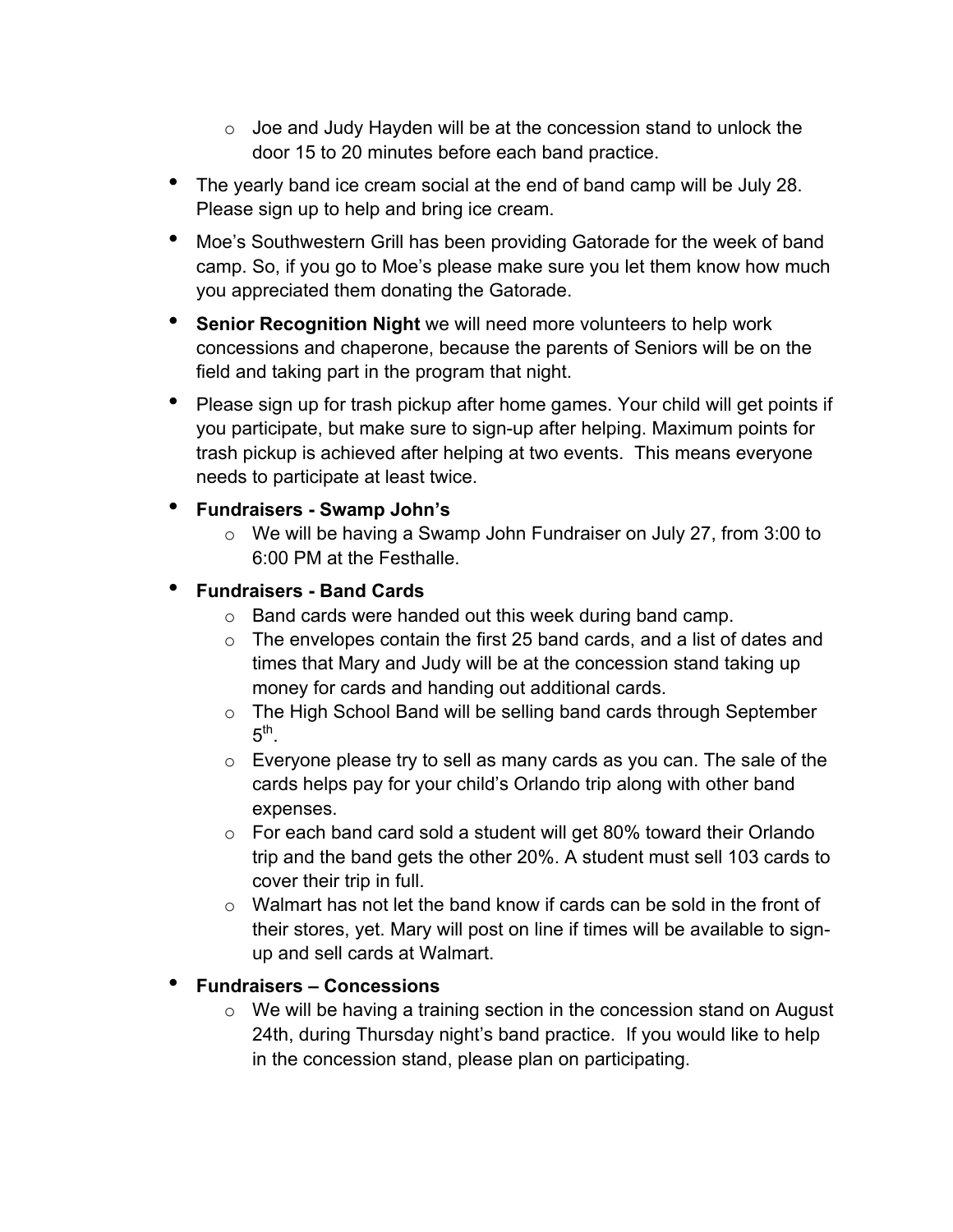- Joe and Judy Hayden will be at the concession stand to unlock the door 15 to 20 minutes before each band practice.

- The yearly band ice cream social at the end of band camp will be July 28. Please sign up to help and bring ice cream.
- Moe's Southwestern Grill has been providing Gatorade for the week of band camp. So, if you go to Moe's please make sure you let them know how much you appreciated them donating the Gatorade.
- **Senior Recognition Night** we will need more volunteers to help work concessions and chaperone, because the parents of Seniors will be on the field and taking part in the program that night.
- Please sign up for trash pickup after home games. Your child will get points if you participate, but make sure to sign-up after helping. Maximum points for trash pickup is achieved after helping at two events. This means everyone needs to participate at least twice.
- **Fundraisers - Swamp John's**
  - We will be having a Swamp John Fundraiser on July 27, from 3:00 to 6:00 PM at the Festhalle.
- **Fundraisers - Band Cards**
  - Band cards were handed out this week during band camp.
  - The envelopes contain the first 25 band cards, and a list of dates and times that Mary and Judy will be at the concession stand taking up money for cards and handing out additional cards.
  - The High School Band will be selling band cards through September 5th.
  - Everyone please try to sell as many cards as you can. The sale of the cards helps pay for your child's Orlando trip along with other band expenses.
  - For each band card sold a student will get 80% toward their Orlando trip and the band gets the other 20%. A student must sell 103 cards to cover their trip in full.
  - Walmart has not let the band know if cards can be sold in the front of their stores, yet. Mary will post on line if times will be available to sign-up and sell cards at Walmart.
- **Fundraisers – Concessions**
  - We will be having a training section in the concession stand on August 24th, during Thursday night's band practice. If you would like to help in the concession stand, please plan on participating.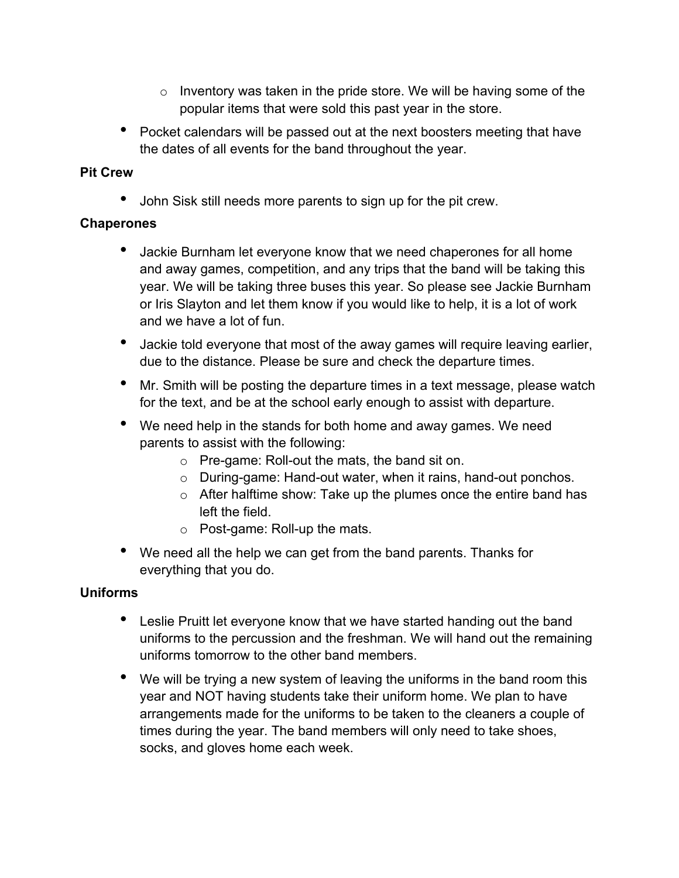- Inventory was taken in the pride store. We will be having some of the popular items that were sold this past year in the store.
- Pocket calendars will be passed out at the next boosters meeting that have the dates of all events for the band throughout the year.

**Pit Crew**

- John Sisk still needs more parents to sign up for the pit crew.

**Chaperones**

- Jackie Burnham let everyone know that we need chaperones for all home and away games, competition, and any trips that the band will be taking this year. We will be taking three buses this year. So please see Jackie Burnham or Iris Slayton and let them know if you would like to help, it is a lot of work and we have a lot of fun.
- Jackie told everyone that most of the away games will require leaving earlier, due to the distance. Please be sure and check the departure times.
- Mr. Smith will be posting the departure times in a text message, please watch for the text, and be at the school early enough to assist with departure.
- We need help in the stands for both home and away games. We need parents to assist with the following:
    - Pre-game: Roll-out the mats, the band sit on.
    - During-game: Hand-out water, when it rains, hand-out ponchos.
    - After halftime show: Take up the plumes once the entire band has left the field.
    - Post-game: Roll-up the mats.
- We need all the help we can get from the band parents. Thanks for everything that you do.

**Uniforms**

- Leslie Pruitt let everyone know that we have started handing out the band uniforms to the percussion and the freshman. We will hand out the remaining uniforms tomorrow to the other band members.
- We will be trying a new system of leaving the uniforms in the band room this year and NOT having students take their uniform home. We plan to have arrangements made for the uniforms to be taken to the cleaners a couple of times during the year. The band members will only need to take shoes, socks, and gloves home each week.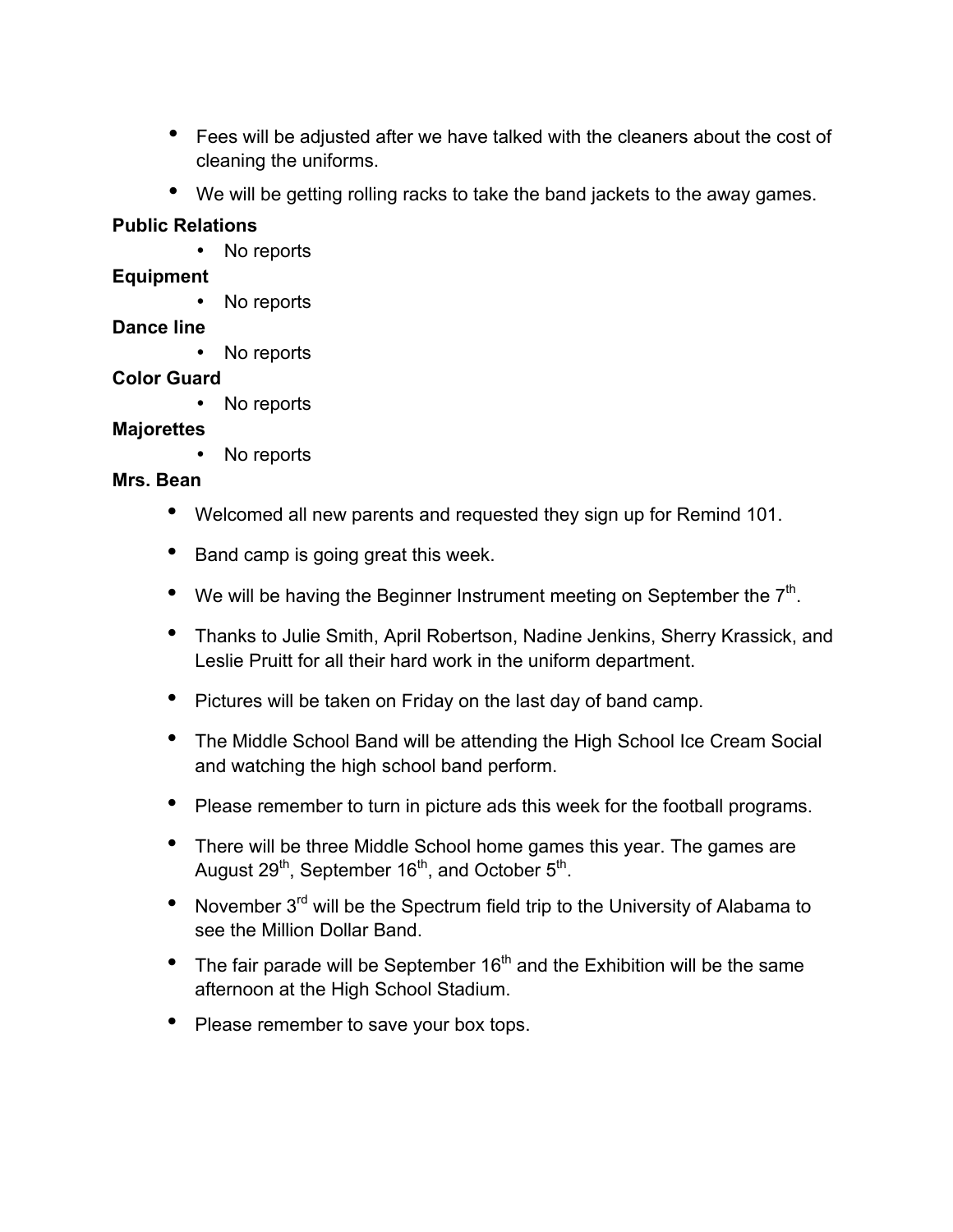- Fees will be adjusted after we have talked with the cleaners about the cost of cleaning the uniforms.
- We will be getting rolling racks to take the band jackets to the away games.

**Public Relations**

- No reports

**Equipment**

- No reports

**Dance line**

- No reports

**Color Guard**

- No reports

**Majorettes**

- No reports

**Mrs. Bean**

- Welcomed all new parents and requested they sign up for Remind 101.
- Band camp is going great this week.
- We will be having the Beginner Instrument meeting on September the 7th.
- Thanks to Julie Smith, April Robertson, Nadine Jenkins, Sherry Krassick, and Leslie Pruitt for all their hard work in the uniform department.
- Pictures will be taken on Friday on the last day of band camp.
- The Middle School Band will be attending the High School Ice Cream Social and watching the high school band perform.
- Please remember to turn in picture ads this week for the football programs.
- There will be three Middle School home games this year. The games are August 29th, September 16th, and October 5th.
- November 3rd will be the Spectrum field trip to the University of Alabama to see the Million Dollar Band.
- The fair parade will be September 16th and the Exhibition will be the same afternoon at the High School Stadium.
- Please remember to save your box tops.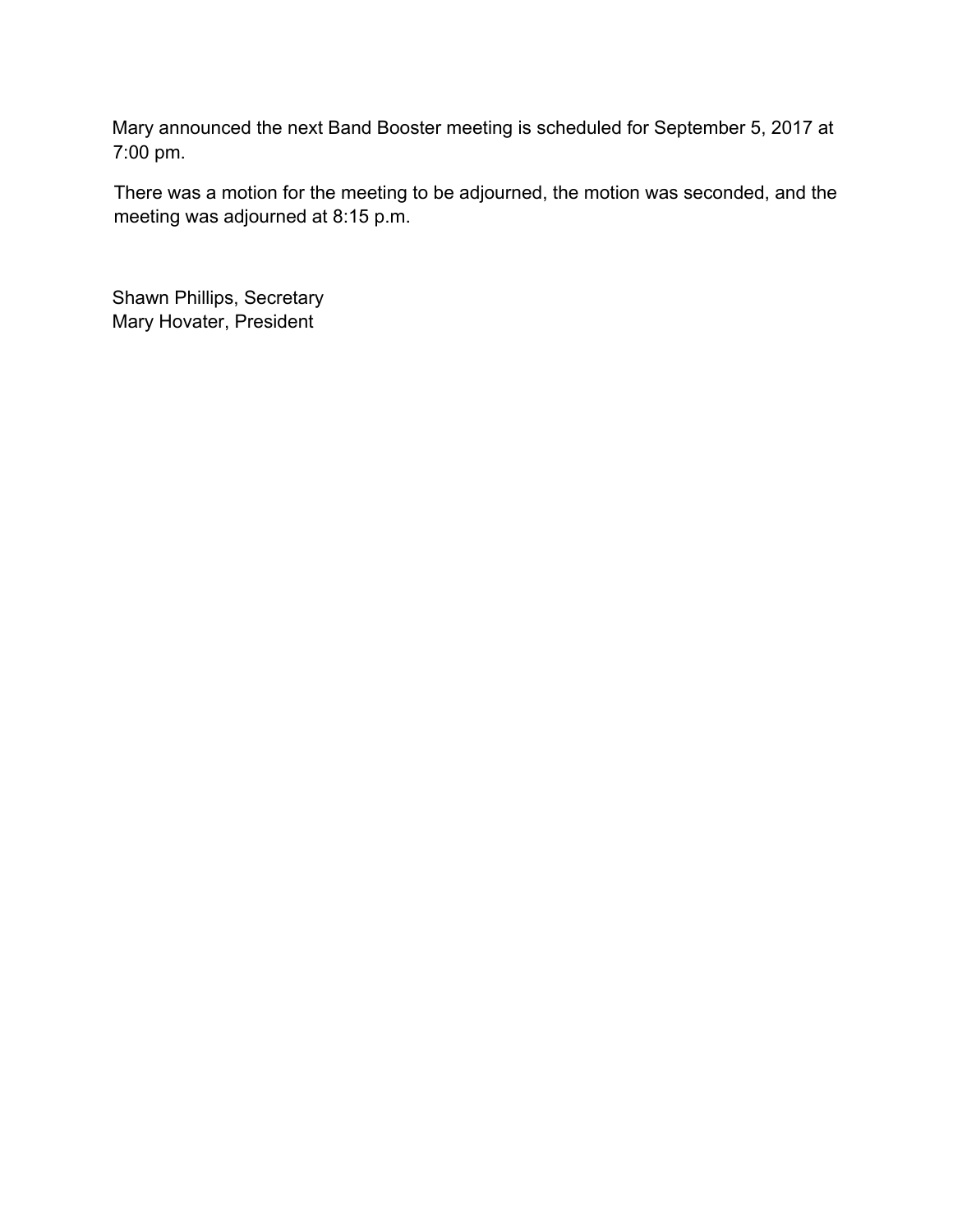Mary announced the next Band Booster meeting is scheduled for September 5, 2017 at 7:00 pm.

There was a motion for the meeting to be adjourned, the motion was seconded, and the meeting was adjourned at 8:15 p.m.

Shawn Phillips, Secretary
Mary Hovater, President